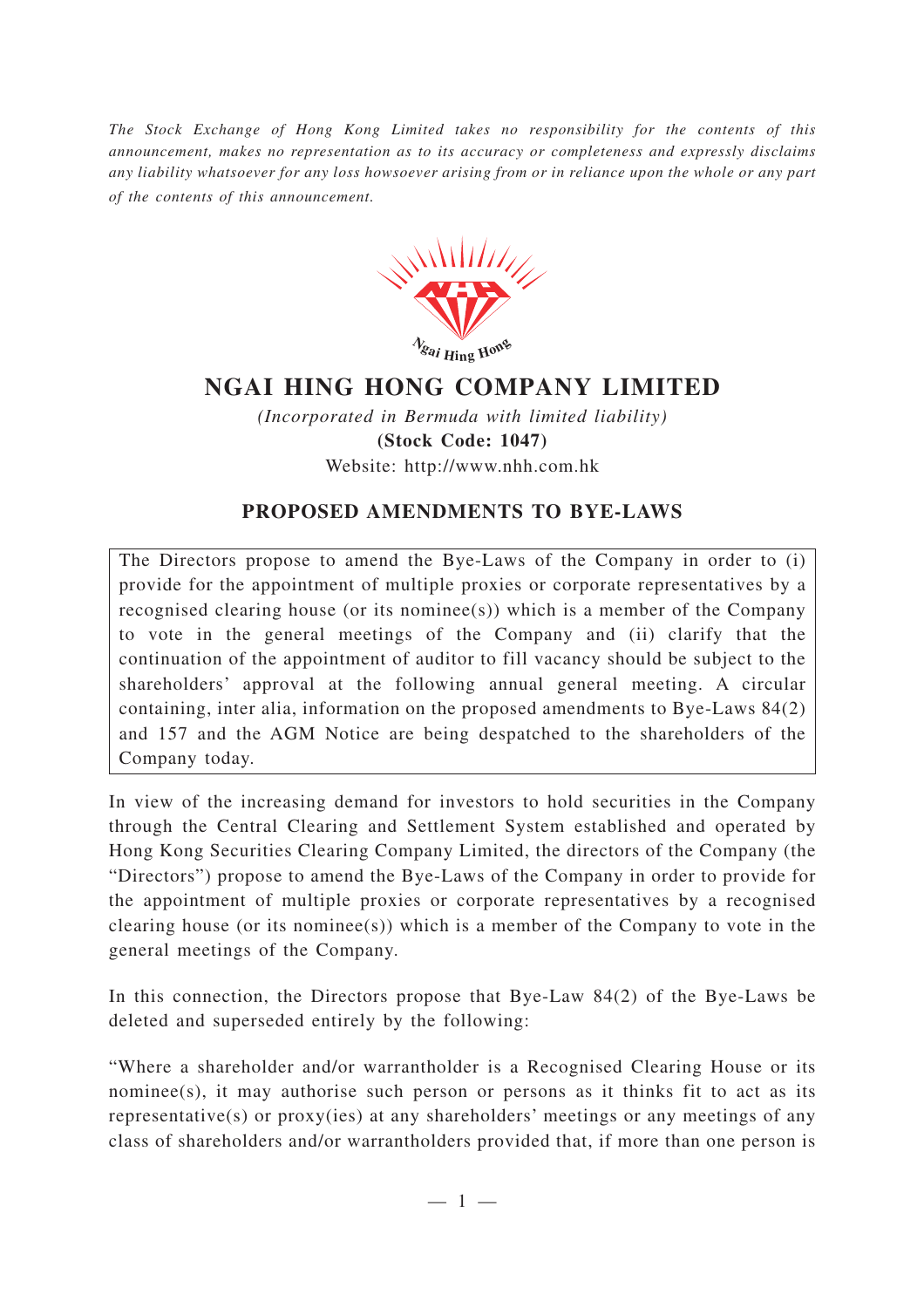*The Stock Exchange of Hong Kong Limited takes no responsibility for the contents of this announcement, makes no representation as to its accuracy or completeness and expressly disclaims any liability whatsoever for any loss howsoever arising from or in reliance upon the whole or any part of the contents of this announcement.*

# NGAI HING HONG COMPANY LIMITED

*(Incorporated in Bermuda with limited liability)*

**(Stock Code: 1047)**

Website: http://www.nhh.com.hk

## PROPOSED AMENDMENTS TO BYE-LAWS

The Directors propose to amend the Bye-Laws of the Company in order to (i) provide for the appointment of multiple proxies or corporate representatives by a recognised clearing house (or its nominee(s)) which is a member of the Company to vote in the general meetings of the Company and (ii) clarify that the continuation of the appointment of auditor to fill vacancy should be subject to the shareholders' approval at the following annual general meeting. A circular containing, inter alia, information on the proposed amendments to Bye-Laws 84(2) and 157 and the AGM Notice are being despatched to the shareholders of the Company today.

In view of the increasing demand for investors to hold securities in the Company through the Central Clearing and Settlement System established and operated by Hong Kong Securities Clearing Company Limited, the directors of the Company (the "Directors") propose to amend the Bye-Laws of the Company in order to provide for the appointment of multiple proxies or corporate representatives by a recognised clearing house (or its nominee(s)) which is a member of the Company to vote in the general meetings of the Company.

In this connection, the Directors propose that Bye-Law 84(2) of the Bye-Laws be deleted and superseded entirely by the following:

"Where a shareholder and/or warrantholder is a Recognised Clearing House or its nominee(s), it may authorise such person or persons as it thinks fit to act as its representative(s) or proxy(ies) at any shareholders' meetings or any meetings of any class of shareholders and/or warrantholders provided that, if more than one person is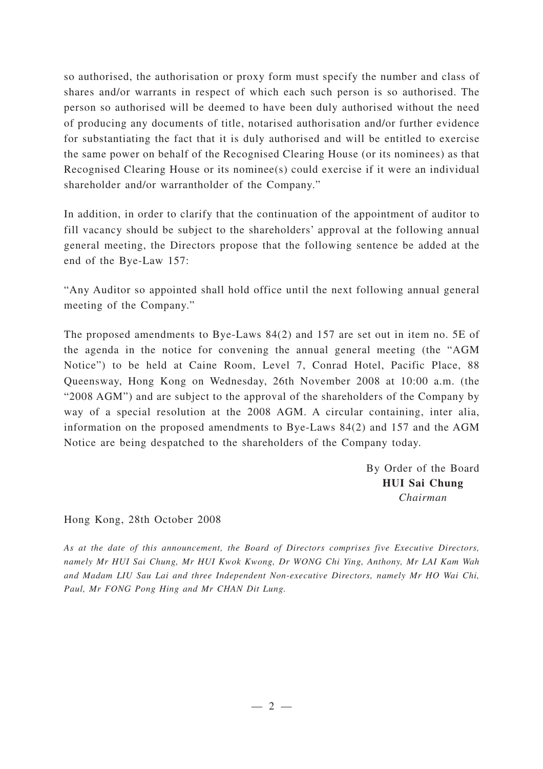so authorised, the authorisation or proxy form must specify the number and class of shares and/or warrants in respect of which each such person is so authorised. The person so authorised will be deemed to have been duly authorised without the need of producing any documents of title, notarised authorisation and/or further evidence for substantiating the fact that it is duly authorised and will be entitled to exercise the same power on behalf of the Recognised Clearing House (or its nominees) as that Recognised Clearing House or its nominee(s) could exercise if it were an individual shareholder and/or warrantholder of the Company."

In addition, in order to clarify that the continuation of the appointment of auditor to fill vacancy should be subject to the shareholders' approval at the following annual general meeting, the Directors propose that the following sentence be added at the end of the Bye-Law 157:

"Any Auditor so appointed shall hold office until the next following annual general meeting of the Company."

The proposed amendments to Bye-Laws 84(2) and 157 are set out in item no. 5E of the agenda in the notice for convening the annual general meeting (the "AGM Notice") to be held at Caine Room, Level 7, Conrad Hotel, Pacific Place, 88 Queensway, Hong Kong on Wednesday, 26th November 2008 at 10:00 a.m. (the "2008 AGM") and are subject to the approval of the shareholders of the Company by way of a special resolution at the 2008 AGM. A circular containing, inter alia, information on the proposed amendments to Bye-Laws 84(2) and 157 and the AGM Notice are being despatched to the shareholders of the Company today.

By Order of the Board
**HUI Sai Chung**
*Chairman*

Hong Kong, 28th October 2008

*As at the date of this announcement, the Board of Directors comprises five Executive Directors, namely Mr HUI Sai Chung, Mr HUI Kwok Kwong, Dr WONG Chi Ying, Anthony, Mr LAI Kam Wah and Madam LIU Sau Lai and three Independent Non-executive Directors, namely Mr HO Wai Chi, Paul, Mr FONG Pong Hing and Mr CHAN Dit Lung.*